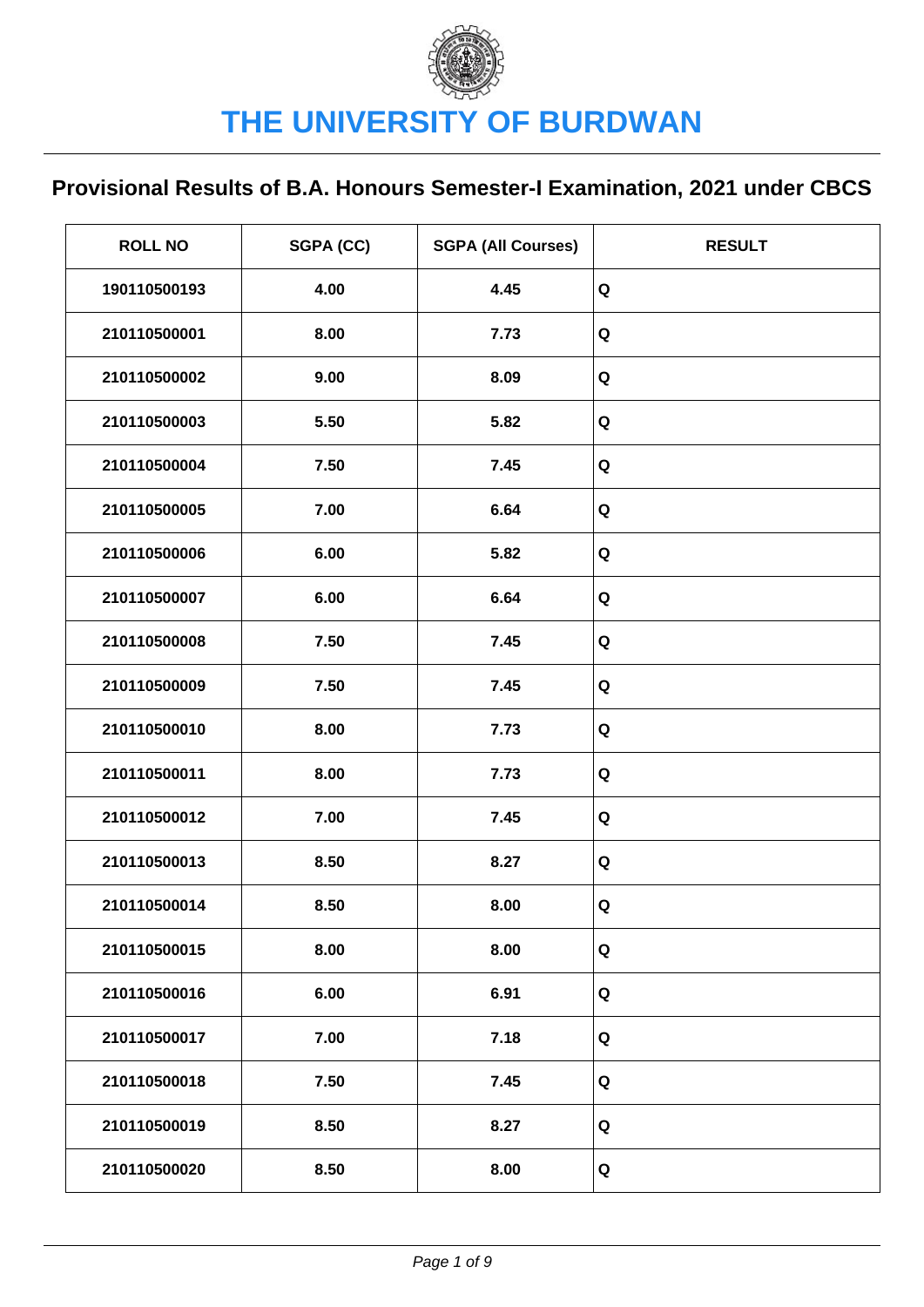# THE UNIVERSITY OF BURDWAN

## Provisional Results of B.A. Honours Semester-I Examination, 2021 under CBCS

| ROLL NO | SGPA (CC) | SGPA (All Courses) | RESULT |
|---|---|---|---|
| 190110500193 | 4.00 | 4.45 | Q |
| 210110500001 | 8.00 | 7.73 | Q |
| 210110500002 | 9.00 | 8.09 | Q |
| 210110500003 | 5.50 | 5.82 | Q |
| 210110500004 | 7.50 | 7.45 | Q |
| 210110500005 | 7.00 | 6.64 | Q |
| 210110500006 | 6.00 | 5.82 | Q |
| 210110500007 | 6.00 | 6.64 | Q |
| 210110500008 | 7.50 | 7.45 | Q |
| 210110500009 | 7.50 | 7.45 | Q |
| 210110500010 | 8.00 | 7.73 | Q |
| 210110500011 | 8.00 | 7.73 | Q |
| 210110500012 | 7.00 | 7.45 | Q |
| 210110500013 | 8.50 | 8.27 | Q |
| 210110500014 | 8.50 | 8.00 | Q |
| 210110500015 | 8.00 | 8.00 | Q |
| 210110500016 | 6.00 | 6.91 | Q |
| 210110500017 | 7.00 | 7.18 | Q |
| 210110500018 | 7.50 | 7.45 | Q |
| 210110500019 | 8.50 | 8.27 | Q |
| 210110500020 | 8.50 | 8.00 | Q |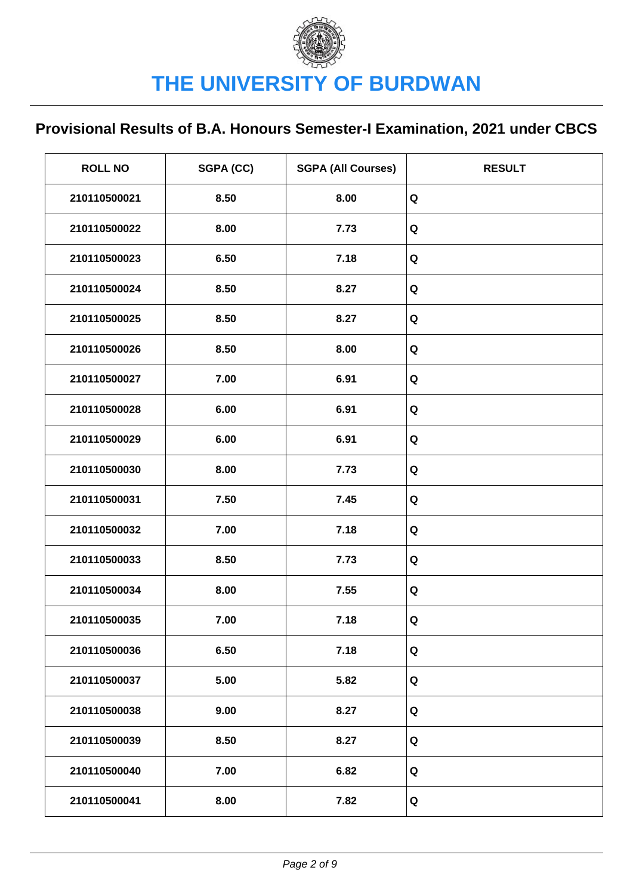# THE UNIVERSITY OF BURDWAN

## Provisional Results of B.A. Honours Semester-I Examination, 2021 under CBCS

| ROLL NO | SGPA (CC) | SGPA (All Courses) | RESULT |
|---|---|---|---|
| 210110500021 | 8.50 | 8.00 | Q |
| 210110500022 | 8.00 | 7.73 | Q |
| 210110500023 | 6.50 | 7.18 | Q |
| 210110500024 | 8.50 | 8.27 | Q |
| 210110500025 | 8.50 | 8.27 | Q |
| 210110500026 | 8.50 | 8.00 | Q |
| 210110500027 | 7.00 | 6.91 | Q |
| 210110500028 | 6.00 | 6.91 | Q |
| 210110500029 | 6.00 | 6.91 | Q |
| 210110500030 | 8.00 | 7.73 | Q |
| 210110500031 | 7.50 | 7.45 | Q |
| 210110500032 | 7.00 | 7.18 | Q |
| 210110500033 | 8.50 | 7.73 | Q |
| 210110500034 | 8.00 | 7.55 | Q |
| 210110500035 | 7.00 | 7.18 | Q |
| 210110500036 | 6.50 | 7.18 | Q |
| 210110500037 | 5.00 | 5.82 | Q |
| 210110500038 | 9.00 | 8.27 | Q |
| 210110500039 | 8.50 | 8.27 | Q |
| 210110500040 | 7.00 | 6.82 | Q |
| 210110500041 | 8.00 | 7.82 | Q |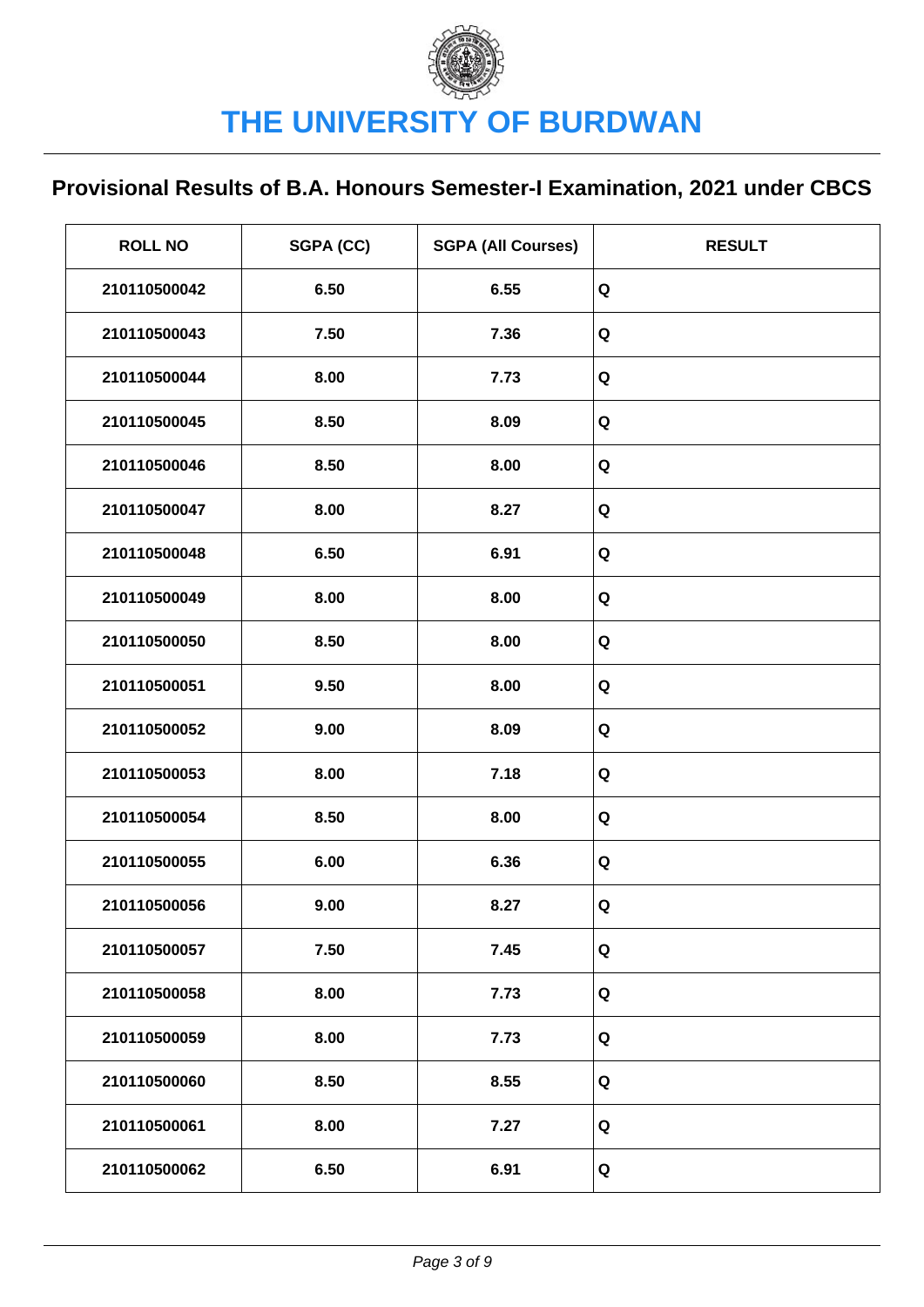# THE UNIVERSITY OF BURDWAN

## Provisional Results of B.A. Honours Semester-I Examination, 2021 under CBCS

| ROLL NO | SGPA (CC) | SGPA (All Courses) | RESULT |
|---|---|---|---|
| 210110500042 | 6.50 | 6.55 | Q |
| 210110500043 | 7.50 | 7.36 | Q |
| 210110500044 | 8.00 | 7.73 | Q |
| 210110500045 | 8.50 | 8.09 | Q |
| 210110500046 | 8.50 | 8.00 | Q |
| 210110500047 | 8.00 | 8.27 | Q |
| 210110500048 | 6.50 | 6.91 | Q |
| 210110500049 | 8.00 | 8.00 | Q |
| 210110500050 | 8.50 | 8.00 | Q |
| 210110500051 | 9.50 | 8.00 | Q |
| 210110500052 | 9.00 | 8.09 | Q |
| 210110500053 | 8.00 | 7.18 | Q |
| 210110500054 | 8.50 | 8.00 | Q |
| 210110500055 | 6.00 | 6.36 | Q |
| 210110500056 | 9.00 | 8.27 | Q |
| 210110500057 | 7.50 | 7.45 | Q |
| 210110500058 | 8.00 | 7.73 | Q |
| 210110500059 | 8.00 | 7.73 | Q |
| 210110500060 | 8.50 | 8.55 | Q |
| 210110500061 | 8.00 | 7.27 | Q |
| 210110500062 | 6.50 | 6.91 | Q |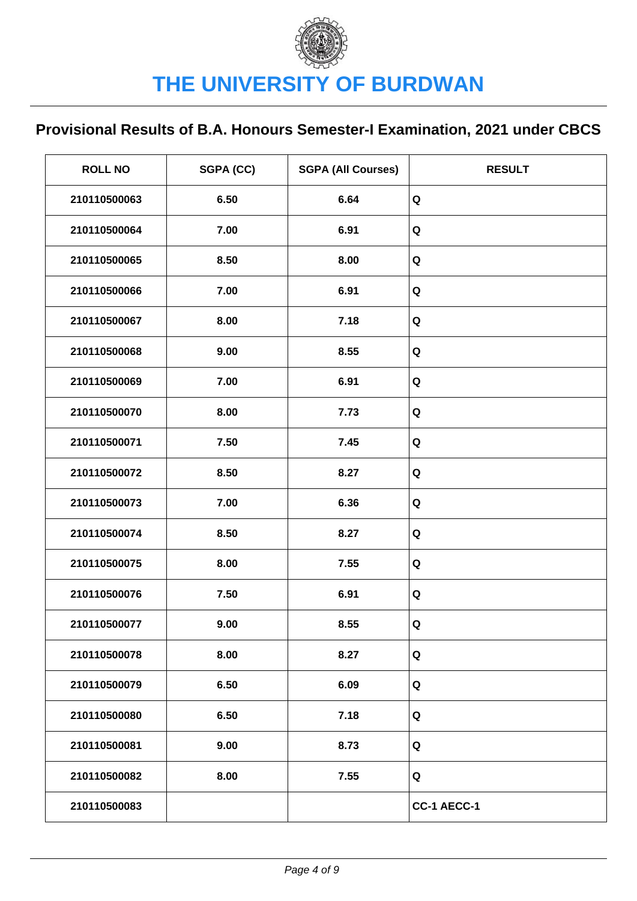# THE UNIVERSITY OF BURDWAN

## Provisional Results of B.A. Honours Semester-I Examination, 2021 under CBCS

| ROLL NO | SGPA (CC) | SGPA (All Courses) | RESULT |
|---|---|---|---|
| 210110500063 | 6.50 | 6.64 | Q |
| 210110500064 | 7.00 | 6.91 | Q |
| 210110500065 | 8.50 | 8.00 | Q |
| 210110500066 | 7.00 | 6.91 | Q |
| 210110500067 | 8.00 | 7.18 | Q |
| 210110500068 | 9.00 | 8.55 | Q |
| 210110500069 | 7.00 | 6.91 | Q |
| 210110500070 | 8.00 | 7.73 | Q |
| 210110500071 | 7.50 | 7.45 | Q |
| 210110500072 | 8.50 | 8.27 | Q |
| 210110500073 | 7.00 | 6.36 | Q |
| 210110500074 | 8.50 | 8.27 | Q |
| 210110500075 | 8.00 | 7.55 | Q |
| 210110500076 | 7.50 | 6.91 | Q |
| 210110500077 | 9.00 | 8.55 | Q |
| 210110500078 | 8.00 | 8.27 | Q |
| 210110500079 | 6.50 | 6.09 | Q |
| 210110500080 | 6.50 | 7.18 | Q |
| 210110500081 | 9.00 | 8.73 | Q |
| 210110500082 | 8.00 | 7.55 | Q |
| 210110500083 | | | CC-1 AECC-1 |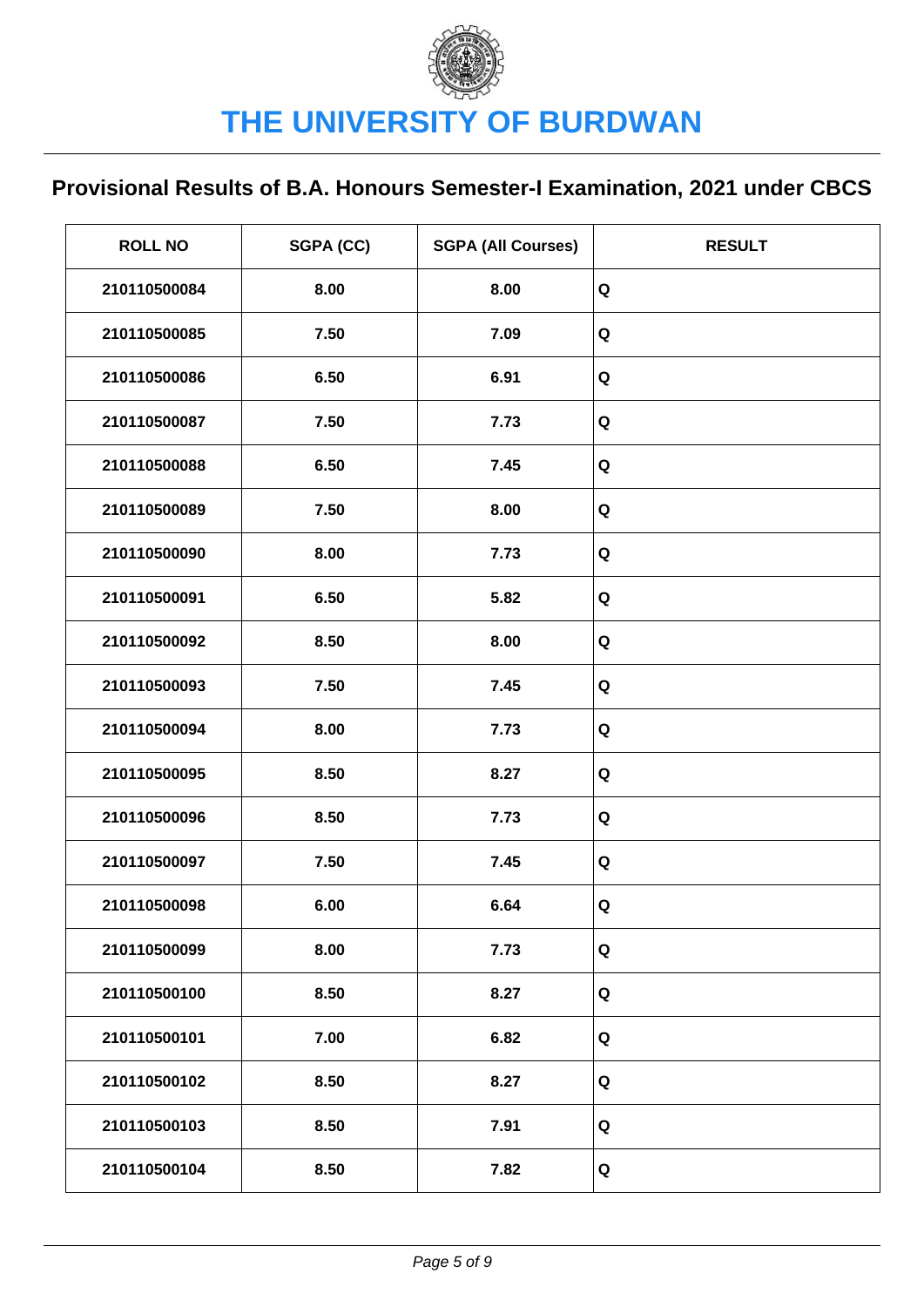# THE UNIVERSITY OF BURDWAN

## Provisional Results of B.A. Honours Semester-I Examination, 2021 under CBCS

| ROLL NO | SGPA (CC) | SGPA (All Courses) | RESULT |
|---|---|---|---|
| 210110500084 | 8.00 | 8.00 | Q |
| 210110500085 | 7.50 | 7.09 | Q |
| 210110500086 | 6.50 | 6.91 | Q |
| 210110500087 | 7.50 | 7.73 | Q |
| 210110500088 | 6.50 | 7.45 | Q |
| 210110500089 | 7.50 | 8.00 | Q |
| 210110500090 | 8.00 | 7.73 | Q |
| 210110500091 | 6.50 | 5.82 | Q |
| 210110500092 | 8.50 | 8.00 | Q |
| 210110500093 | 7.50 | 7.45 | Q |
| 210110500094 | 8.00 | 7.73 | Q |
| 210110500095 | 8.50 | 8.27 | Q |
| 210110500096 | 8.50 | 7.73 | Q |
| 210110500097 | 7.50 | 7.45 | Q |
| 210110500098 | 6.00 | 6.64 | Q |
| 210110500099 | 8.00 | 7.73 | Q |
| 210110500100 | 8.50 | 8.27 | Q |
| 210110500101 | 7.00 | 6.82 | Q |
| 210110500102 | 8.50 | 8.27 | Q |
| 210110500103 | 8.50 | 7.91 | Q |
| 210110500104 | 8.50 | 7.82 | Q |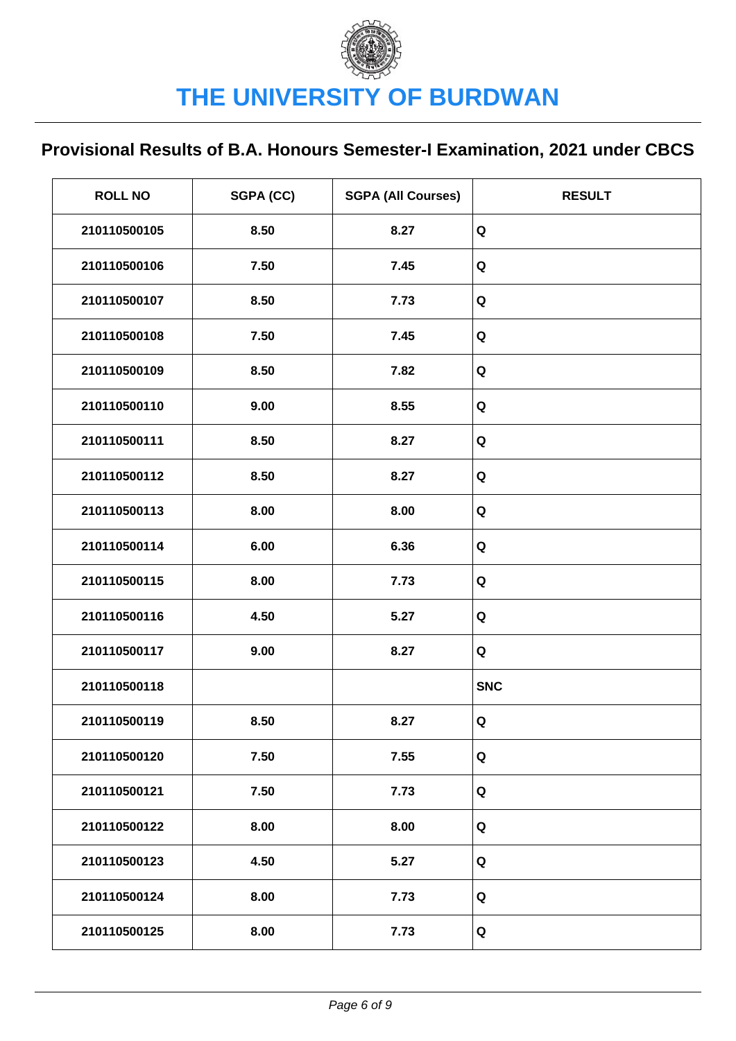# THE UNIVERSITY OF BURDWAN

## Provisional Results of B.A. Honours Semester-I Examination, 2021 under CBCS

| ROLL NO | SGPA (CC) | SGPA (All Courses) | RESULT |
|---|---|---|---|
| 210110500105 | 8.50 | 8.27 | Q |
| 210110500106 | 7.50 | 7.45 | Q |
| 210110500107 | 8.50 | 7.73 | Q |
| 210110500108 | 7.50 | 7.45 | Q |
| 210110500109 | 8.50 | 7.82 | Q |
| 210110500110 | 9.00 | 8.55 | Q |
| 210110500111 | 8.50 | 8.27 | Q |
| 210110500112 | 8.50 | 8.27 | Q |
| 210110500113 | 8.00 | 8.00 | Q |
| 210110500114 | 6.00 | 6.36 | Q |
| 210110500115 | 8.00 | 7.73 | Q |
| 210110500116 | 4.50 | 5.27 | Q |
| 210110500117 | 9.00 | 8.27 | Q |
| 210110500118 | | | SNC |
| 210110500119 | 8.50 | 8.27 | Q |
| 210110500120 | 7.50 | 7.55 | Q |
| 210110500121 | 7.50 | 7.73 | Q |
| 210110500122 | 8.00 | 8.00 | Q |
| 210110500123 | 4.50 | 5.27 | Q |
| 210110500124 | 8.00 | 7.73 | Q |
| 210110500125 | 8.00 | 7.73 | Q |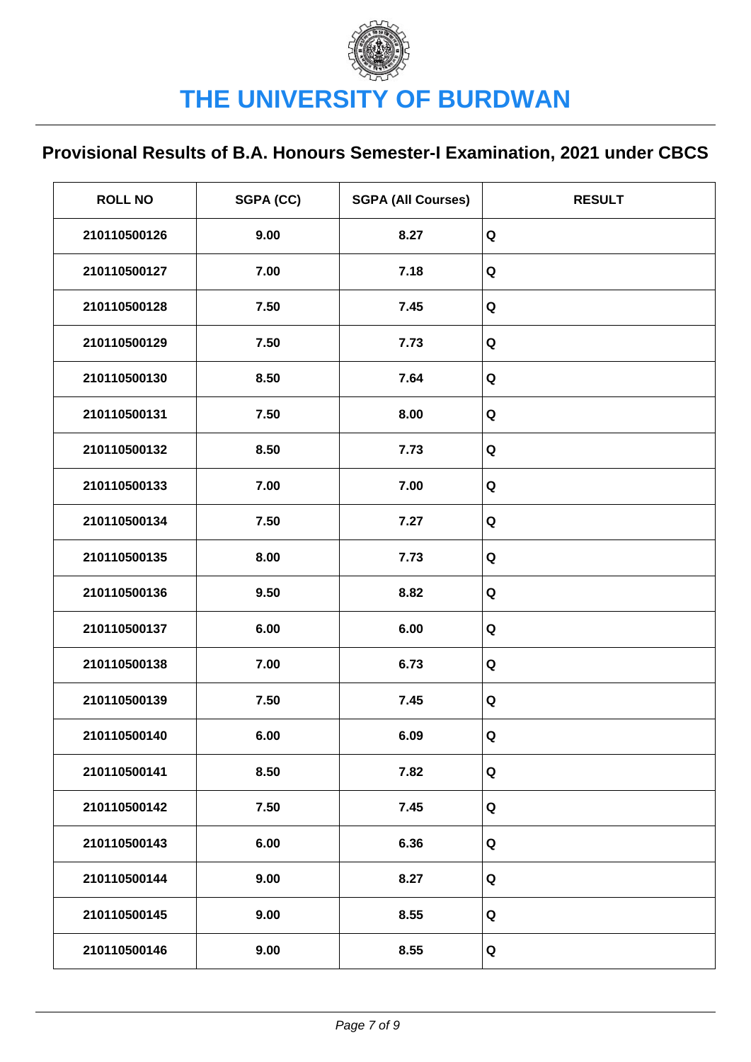# THE UNIVERSITY OF BURDWAN

## Provisional Results of B.A. Honours Semester-I Examination, 2021 under CBCS

| ROLL NO | SGPA (CC) | SGPA (All Courses) | RESULT |
|---|---|---|---|
| 210110500126 | 9.00 | 8.27 | Q |
| 210110500127 | 7.00 | 7.18 | Q |
| 210110500128 | 7.50 | 7.45 | Q |
| 210110500129 | 7.50 | 7.73 | Q |
| 210110500130 | 8.50 | 7.64 | Q |
| 210110500131 | 7.50 | 8.00 | Q |
| 210110500132 | 8.50 | 7.73 | Q |
| 210110500133 | 7.00 | 7.00 | Q |
| 210110500134 | 7.50 | 7.27 | Q |
| 210110500135 | 8.00 | 7.73 | Q |
| 210110500136 | 9.50 | 8.82 | Q |
| 210110500137 | 6.00 | 6.00 | Q |
| 210110500138 | 7.00 | 6.73 | Q |
| 210110500139 | 7.50 | 7.45 | Q |
| 210110500140 | 6.00 | 6.09 | Q |
| 210110500141 | 8.50 | 7.82 | Q |
| 210110500142 | 7.50 | 7.45 | Q |
| 210110500143 | 6.00 | 6.36 | Q |
| 210110500144 | 9.00 | 8.27 | Q |
| 210110500145 | 9.00 | 8.55 | Q |
| 210110500146 | 9.00 | 8.55 | Q |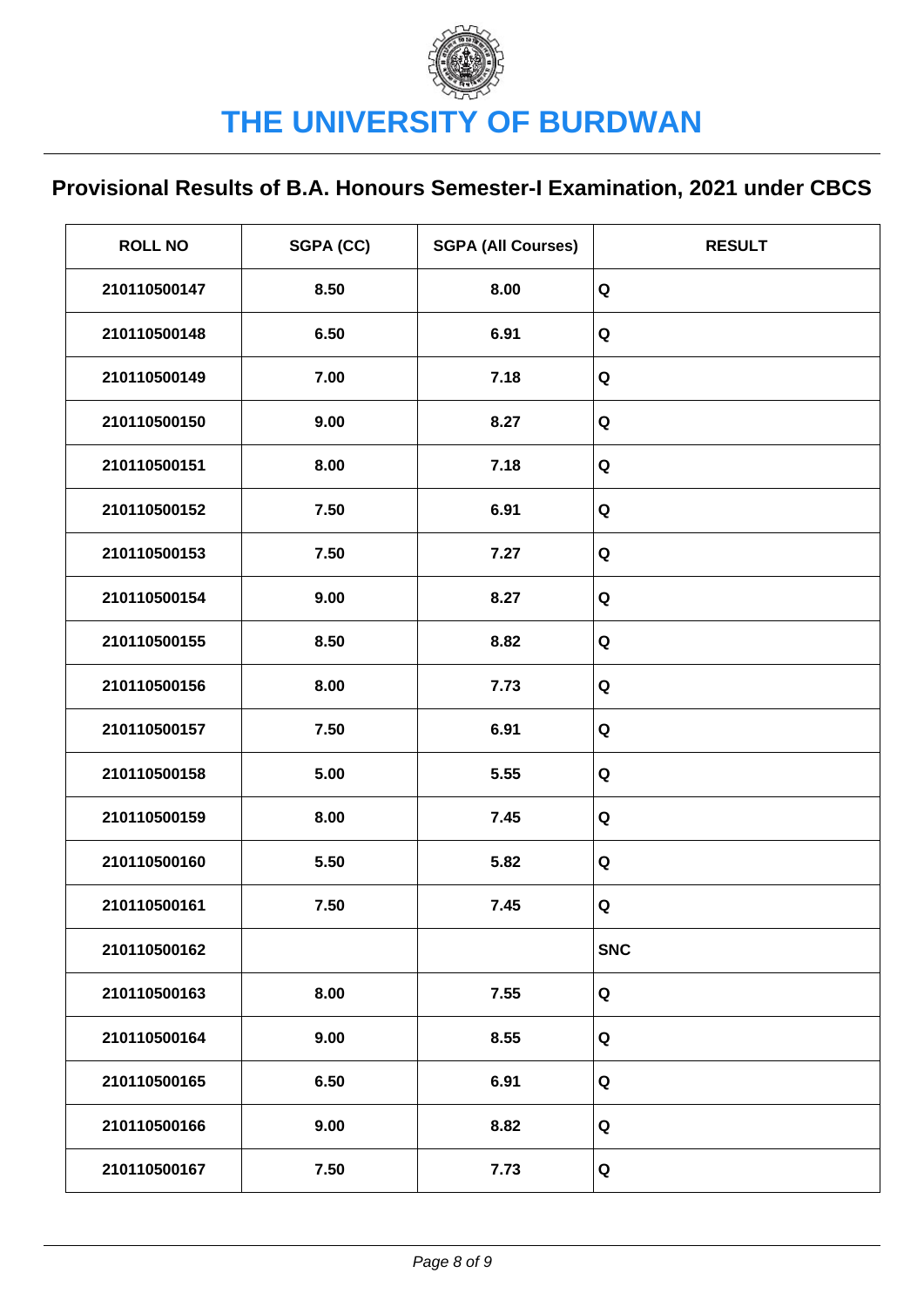# THE UNIVERSITY OF BURDWAN

## Provisional Results of B.A. Honours Semester-I Examination, 2021 under CBCS

| ROLL NO | SGPA (CC) | SGPA (All Courses) | RESULT |
|---|---|---|---|
| 210110500147 | 8.50 | 8.00 | Q |
| 210110500148 | 6.50 | 6.91 | Q |
| 210110500149 | 7.00 | 7.18 | Q |
| 210110500150 | 9.00 | 8.27 | Q |
| 210110500151 | 8.00 | 7.18 | Q |
| 210110500152 | 7.50 | 6.91 | Q |
| 210110500153 | 7.50 | 7.27 | Q |
| 210110500154 | 9.00 | 8.27 | Q |
| 210110500155 | 8.50 | 8.82 | Q |
| 210110500156 | 8.00 | 7.73 | Q |
| 210110500157 | 7.50 | 6.91 | Q |
| 210110500158 | 5.00 | 5.55 | Q |
| 210110500159 | 8.00 | 7.45 | Q |
| 210110500160 | 5.50 | 5.82 | Q |
| 210110500161 | 7.50 | 7.45 | Q |
| 210110500162 | | | SNC |
| 210110500163 | 8.00 | 7.55 | Q |
| 210110500164 | 9.00 | 8.55 | Q |
| 210110500165 | 6.50 | 6.91 | Q |
| 210110500166 | 9.00 | 8.82 | Q |
| 210110500167 | 7.50 | 7.73 | Q |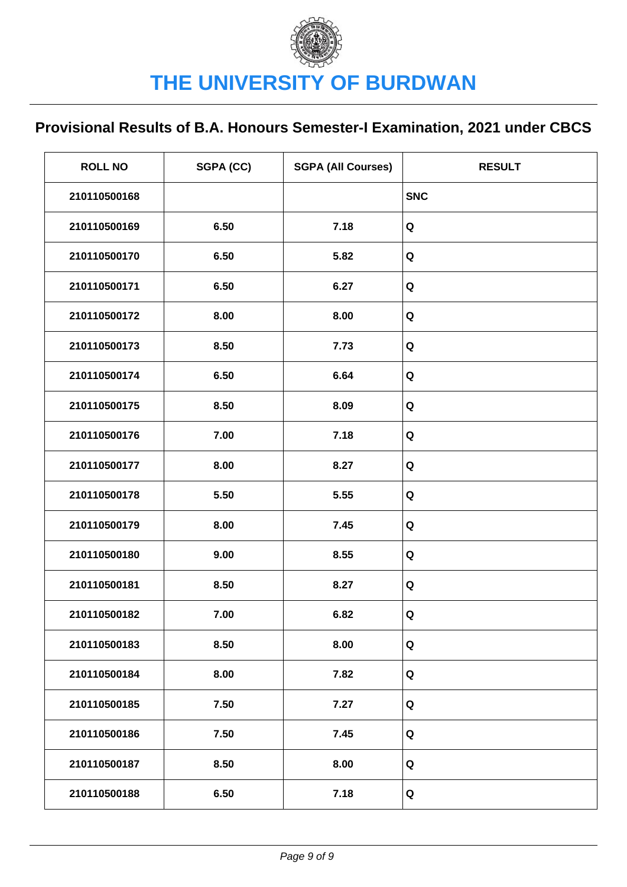# THE UNIVERSITY OF BURDWAN

## Provisional Results of B.A. Honours Semester-I Examination, 2021 under CBCS

| ROLL NO | SGPA (CC) | SGPA (All Courses) | RESULT |
|---|---|---|---|
| 210110500168 | | | SNC |
| 210110500169 | 6.50 | 7.18 | Q |
| 210110500170 | 6.50 | 5.82 | Q |
| 210110500171 | 6.50 | 6.27 | Q |
| 210110500172 | 8.00 | 8.00 | Q |
| 210110500173 | 8.50 | 7.73 | Q |
| 210110500174 | 6.50 | 6.64 | Q |
| 210110500175 | 8.50 | 8.09 | Q |
| 210110500176 | 7.00 | 7.18 | Q |
| 210110500177 | 8.00 | 8.27 | Q |
| 210110500178 | 5.50 | 5.55 | Q |
| 210110500179 | 8.00 | 7.45 | Q |
| 210110500180 | 9.00 | 8.55 | Q |
| 210110500181 | 8.50 | 8.27 | Q |
| 210110500182 | 7.00 | 6.82 | Q |
| 210110500183 | 8.50 | 8.00 | Q |
| 210110500184 | 8.00 | 7.82 | Q |
| 210110500185 | 7.50 | 7.27 | Q |
| 210110500186 | 7.50 | 7.45 | Q |
| 210110500187 | 8.50 | 8.00 | Q |
| 210110500188 | 6.50 | 7.18 | Q |